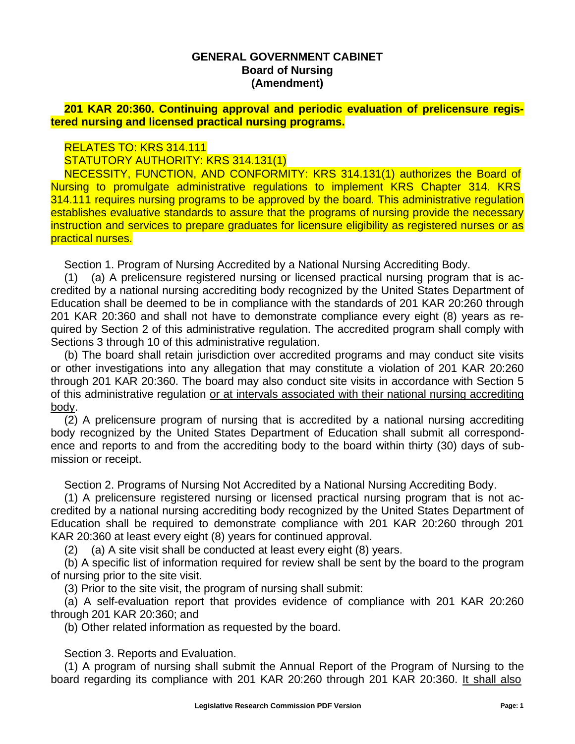**GENERAL GOVERNMENT CABINET**
**Board of Nursing**
**(Amendment)**

**201 KAR 20:360. Continuing approval and periodic evaluation of prelicensure registered nursing and licensed practical nursing programs.**

RELATES TO: KRS 314.111

STATUTORY AUTHORITY: KRS 314.131(1)

NECESSITY, FUNCTION, AND CONFORMITY: KRS 314.131(1) authorizes the Board of Nursing to promulgate administrative regulations to implement KRS Chapter 314. KRS 314.111 requires nursing programs to be approved by the board. This administrative regulation establishes evaluative standards to assure that the programs of nursing provide the necessary instruction and services to prepare graduates for licensure eligibility as registered nurses or as practical nurses.

Section 1. Program of Nursing Accredited by a National Nursing Accrediting Body.

(1) (a) A prelicensure registered nursing or licensed practical nursing program that is accredited by a national nursing accrediting body recognized by the United States Department of Education shall be deemed to be in compliance with the standards of 201 KAR 20:260 through 201 KAR 20:360 and shall not have to demonstrate compliance every eight (8) years as required by Section 2 of this administrative regulation. The accredited program shall comply with Sections 3 through 10 of this administrative regulation.

(b) The board shall retain jurisdiction over accredited programs and may conduct site visits or other investigations into any allegation that may constitute a violation of 201 KAR 20:260 through 201 KAR 20:360. The board may also conduct site visits in accordance with Section 5 of this administrative regulation <u>or at intervals associated with their national nursing accrediting body</u>.

(2) A prelicensure program of nursing that is accredited by a national nursing accrediting body recognized by the United States Department of Education shall submit all correspondence and reports to and from the accrediting body to the board within thirty (30) days of submission or receipt.

Section 2. Programs of Nursing Not Accredited by a National Nursing Accrediting Body.

(1) A prelicensure registered nursing or licensed practical nursing program that is not accredited by a national nursing accrediting body recognized by the United States Department of Education shall be required to demonstrate compliance with 201 KAR 20:260 through 201 KAR 20:360 at least every eight (8) years for continued approval.

(2) (a) A site visit shall be conducted at least every eight (8) years.

(b) A specific list of information required for review shall be sent by the board to the program of nursing prior to the site visit.

(3) Prior to the site visit, the program of nursing shall submit:

(a) A self-evaluation report that provides evidence of compliance with 201 KAR 20:260 through 201 KAR 20:360; and

(b) Other related information as requested by the board.

Section 3. Reports and Evaluation.

(1) A program of nursing shall submit the Annual Report of the Program of Nursing to the board regarding its compliance with 201 KAR 20:260 through 201 KAR 20:360. <u>It shall also</u>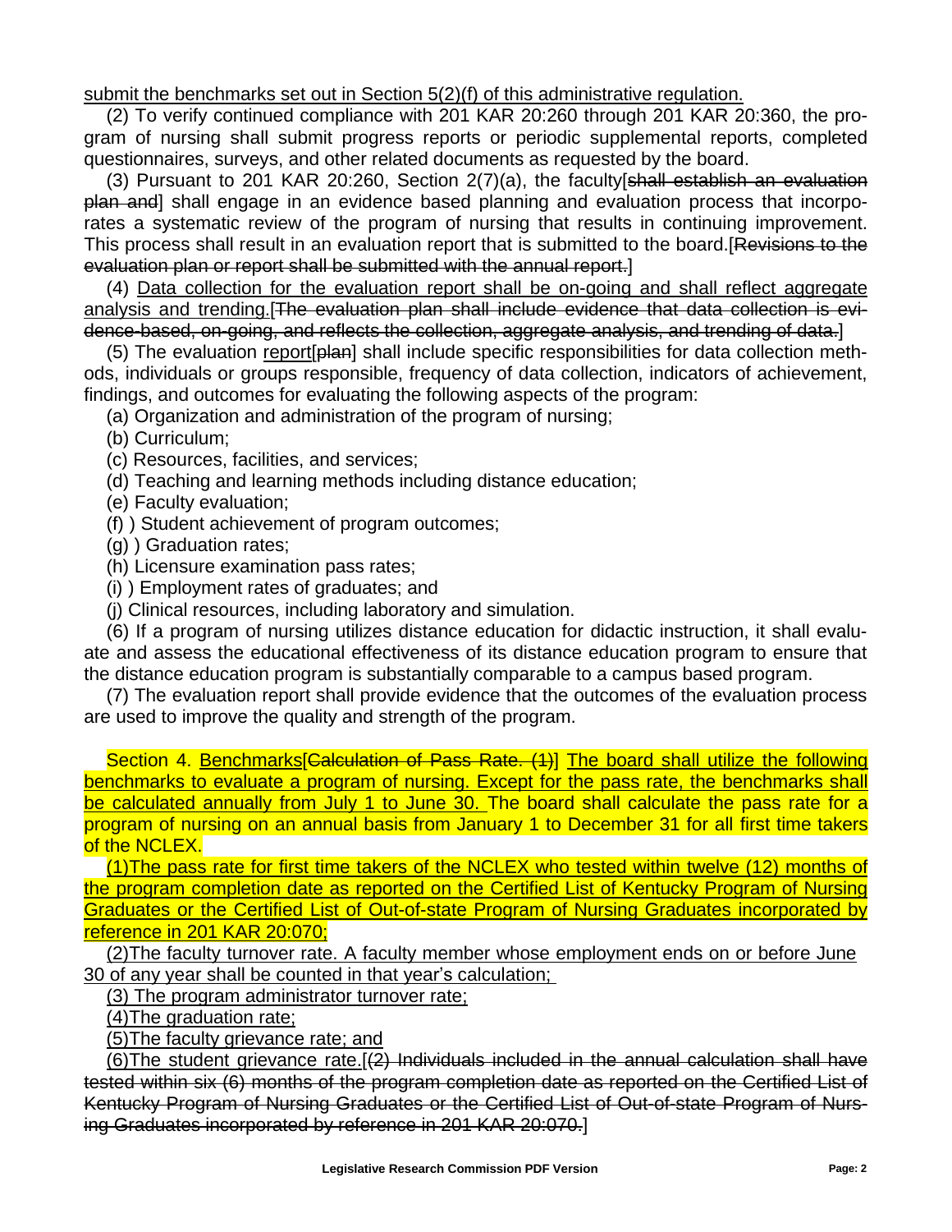submit the benchmarks set out in Section 5(2)(f) of this administrative regulation.

(2) To verify continued compliance with 201 KAR 20:260 through 201 KAR 20:360, the program of nursing shall submit progress reports or periodic supplemental reports, completed questionnaires, surveys, and other related documents as requested by the board.

(3) Pursuant to 201 KAR 20:260, Section 2(7)(a), the faculty[~~shall establish an evaluation plan and~~] shall engage in an evidence based planning and evaluation process that incorporates a systematic review of the program of nursing that results in continuing improvement. This process shall result in an evaluation report that is submitted to the board.[~~Revisions to the evaluation plan or report shall be submitted with the annual report.~~]

(4) Data collection for the evaluation report shall be on-going and shall reflect aggregate analysis and trending.[~~The evaluation plan shall include evidence that data collection is evidence-based, on-going, and reflects the collection, aggregate analysis, and trending of data.~~]

(5) The evaluation report[~~plan~~] shall include specific responsibilities for data collection methods, individuals or groups responsible, frequency of data collection, indicators of achievement, findings, and outcomes for evaluating the following aspects of the program:

(a) Organization and administration of the program of nursing;

(b) Curriculum;

(c) Resources, facilities, and services;

(d) Teaching and learning methods including distance education;

(e) Faculty evaluation;

(f) ) Student achievement of program outcomes;

(g) ) Graduation rates;

(h) Licensure examination pass rates;

(i) ) Employment rates of graduates; and

(j) Clinical resources, including laboratory and simulation.

(6) If a program of nursing utilizes distance education for didactic instruction, it shall evaluate and assess the educational effectiveness of its distance education program to ensure that the distance education program is substantially comparable to a campus based program.

(7) The evaluation report shall provide evidence that the outcomes of the evaluation process are used to improve the quality and strength of the program.

Section 4. Benchmarks[~~Calculation of Pass Rate. (1)~~] The board shall utilize the following benchmarks to evaluate a program of nursing. Except for the pass rate, the benchmarks shall be calculated annually from July 1 to June 30. The board shall calculate the pass rate for a program of nursing on an annual basis from January 1 to December 31 for all first time takers of the NCLEX.

(1)The pass rate for first time takers of the NCLEX who tested within twelve (12) months of the program completion date as reported on the Certified List of Kentucky Program of Nursing Graduates or the Certified List of Out-of-state Program of Nursing Graduates incorporated by reference in 201 KAR 20:070;

(2)The faculty turnover rate. A faculty member whose employment ends on or before June 30 of any year shall be counted in that year's calculation;

(3) The program administrator turnover rate;

(4)The graduation rate;

(5)The faculty grievance rate; and

(6)The student grievance rate.[~~(2) Individuals included in the annual calculation shall have tested within six (6) months of the program completion date as reported on the Certified List of Kentucky Program of Nursing Graduates or the Certified List of Out-of-state Program of Nursing Graduates incorporated by reference in 201 KAR 20:070.~~]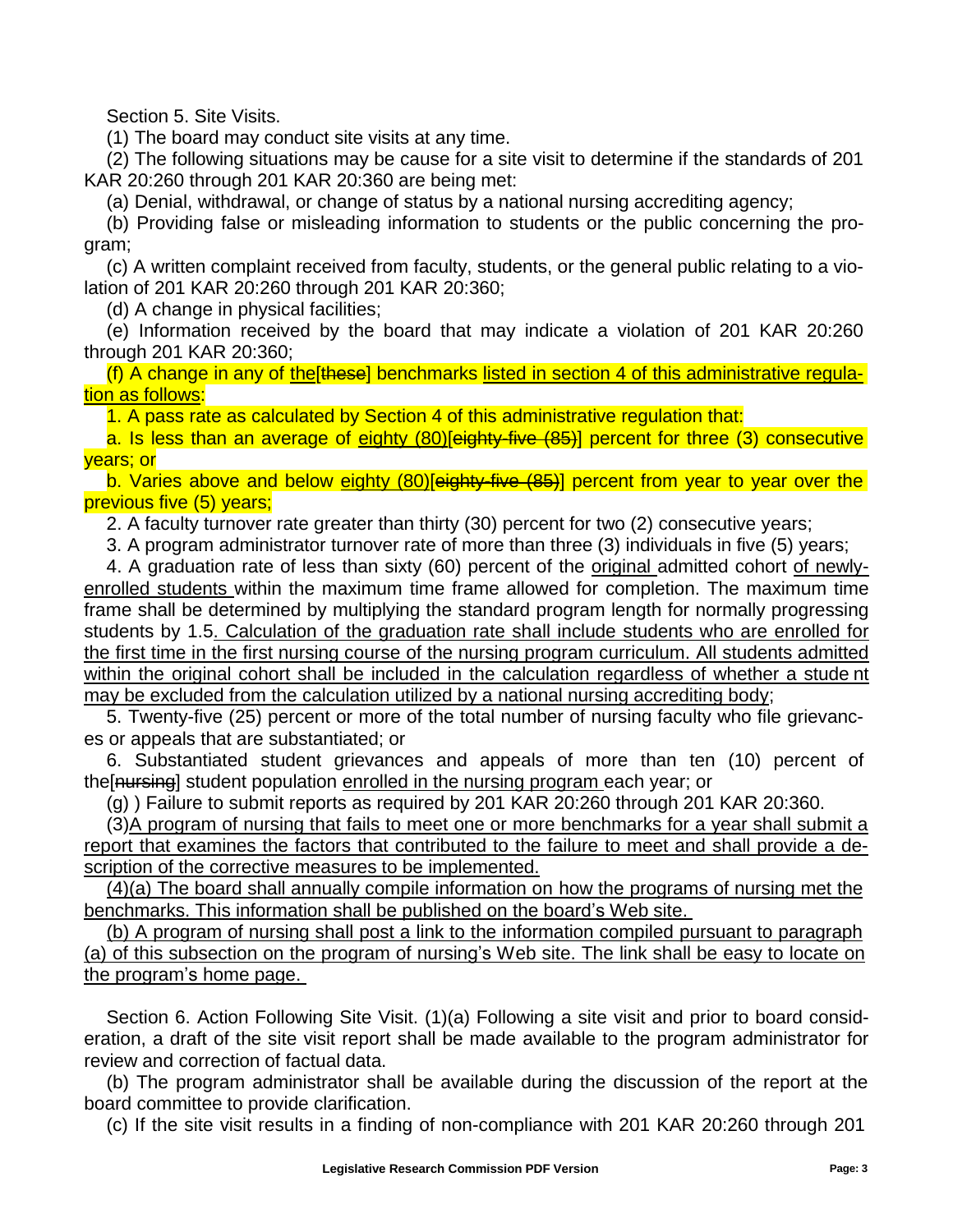Section 5. Site Visits.

(1) The board may conduct site visits at any time.

(2) The following situations may be cause for a site visit to determine if the standards of 201 KAR 20:260 through 201 KAR 20:360 are being met:

(a) Denial, withdrawal, or change of status by a national nursing accrediting agency;

(b) Providing false or misleading information to students or the public concerning the program;

(c) A written complaint received from faculty, students, or the general public relating to a violation of 201 KAR 20:260 through 201 KAR 20:360;

(d) A change in physical facilities;

(e) Information received by the board that may indicate a violation of 201 KAR 20:260 through 201 KAR 20:360;

(f) A change in any of the[these] benchmarks listed in section 4 of this administrative regulation as follows:

1. A pass rate as calculated by Section 4 of this administrative regulation that:

a. Is less than an average of eighty (80)[eighty-five (85)] percent for three (3) consecutive years; or

b. Varies above and below eighty (80)[eighty-five (85)] percent from year to year over the previous five (5) years;

2. A faculty turnover rate greater than thirty (30) percent for two (2) consecutive years;

3. A program administrator turnover rate of more than three (3) individuals in five (5) years;

4. A graduation rate of less than sixty (60) percent of the original admitted cohort of newly-enrolled students within the maximum time frame allowed for completion. The maximum time frame shall be determined by multiplying the standard program length for normally progressing students by 1.5. Calculation of the graduation rate shall include students who are enrolled for the first time in the first nursing course of the nursing program curriculum. All students admitted within the original cohort shall be included in the calculation regardless of whether a stude nt may be excluded from the calculation utilized by a national nursing accrediting body;

5. Twenty-five (25) percent or more of the total number of nursing faculty who file grievances or appeals that are substantiated; or

6. Substantiated student grievances and appeals of more than ten (10) percent of the[nursing] student population enrolled in the nursing program each year; or

(g) ) Failure to submit reports as required by 201 KAR 20:260 through 201 KAR 20:360.

(3)A program of nursing that fails to meet one or more benchmarks for a year shall submit a report that examines the factors that contributed to the failure to meet and shall provide a description of the corrective measures to be implemented.

(4)(a) The board shall annually compile information on how the programs of nursing met the benchmarks. This information shall be published on the board's Web site.

(b) A program of nursing shall post a link to the information compiled pursuant to paragraph (a) of this subsection on the program of nursing's Web site. The link shall be easy to locate on the program's home page.

Section 6. Action Following Site Visit. (1)(a) Following a site visit and prior to board consideration, a draft of the site visit report shall be made available to the program administrator for review and correction of factual data.

(b) The program administrator shall be available during the discussion of the report at the board committee to provide clarification.

(c) If the site visit results in a finding of non-compliance with 201 KAR 20:260 through 201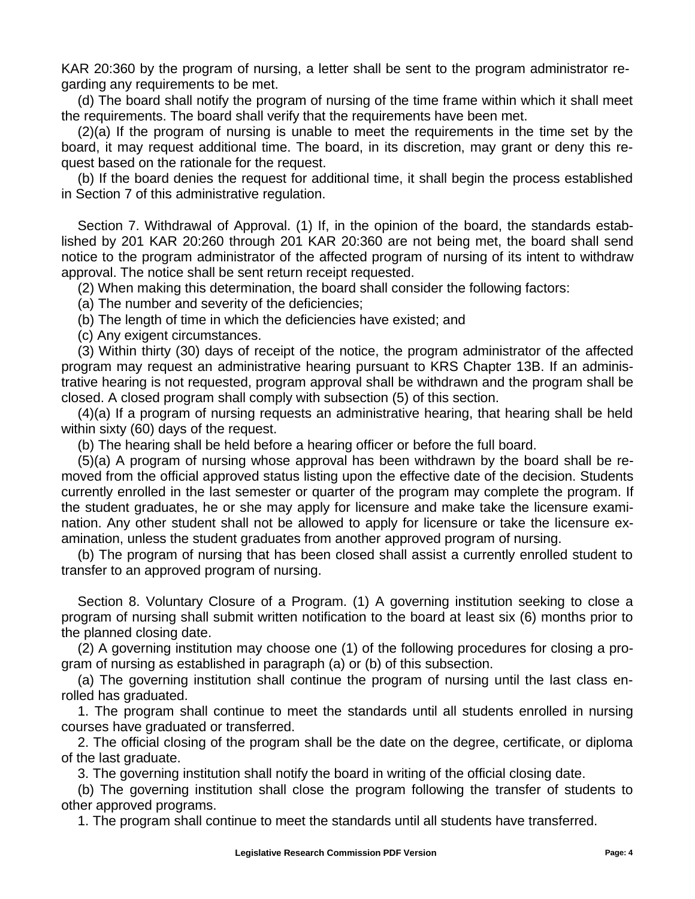KAR 20:360 by the program of nursing, a letter shall be sent to the program administrator regarding any requirements to be met.

(d) The board shall notify the program of nursing of the time frame within which it shall meet the requirements. The board shall verify that the requirements have been met.

(2)(a) If the program of nursing is unable to meet the requirements in the time set by the board, it may request additional time. The board, in its discretion, may grant or deny this request based on the rationale for the request.

(b) If the board denies the request for additional time, it shall begin the process established in Section 7 of this administrative regulation.

Section 7. Withdrawal of Approval. (1) If, in the opinion of the board, the standards established by 201 KAR 20:260 through 201 KAR 20:360 are not being met, the board shall send notice to the program administrator of the affected program of nursing of its intent to withdraw approval. The notice shall be sent return receipt requested.

(2) When making this determination, the board shall consider the following factors:

(a) The number and severity of the deficiencies;

(b) The length of time in which the deficiencies have existed; and

(c) Any exigent circumstances.

(3) Within thirty (30) days of receipt of the notice, the program administrator of the affected program may request an administrative hearing pursuant to KRS Chapter 13B. If an administrative hearing is not requested, program approval shall be withdrawn and the program shall be closed. A closed program shall comply with subsection (5) of this section.

(4)(a) If a program of nursing requests an administrative hearing, that hearing shall be held within sixty (60) days of the request.

(b) The hearing shall be held before a hearing officer or before the full board.

(5)(a) A program of nursing whose approval has been withdrawn by the board shall be removed from the official approved status listing upon the effective date of the decision. Students currently enrolled in the last semester or quarter of the program may complete the program. If the student graduates, he or she may apply for licensure and make take the licensure examination. Any other student shall not be allowed to apply for licensure or take the licensure examination, unless the student graduates from another approved program of nursing.

(b) The program of nursing that has been closed shall assist a currently enrolled student to transfer to an approved program of nursing.

Section 8. Voluntary Closure of a Program. (1) A governing institution seeking to close a program of nursing shall submit written notification to the board at least six (6) months prior to the planned closing date.

(2) A governing institution may choose one (1) of the following procedures for closing a program of nursing as established in paragraph (a) or (b) of this subsection.

(a) The governing institution shall continue the program of nursing until the last class enrolled has graduated.

1. The program shall continue to meet the standards until all students enrolled in nursing courses have graduated or transferred.

2. The official closing of the program shall be the date on the degree, certificate, or diploma of the last graduate.

3. The governing institution shall notify the board in writing of the official closing date.

(b) The governing institution shall close the program following the transfer of students to other approved programs.

1. The program shall continue to meet the standards until all students have transferred.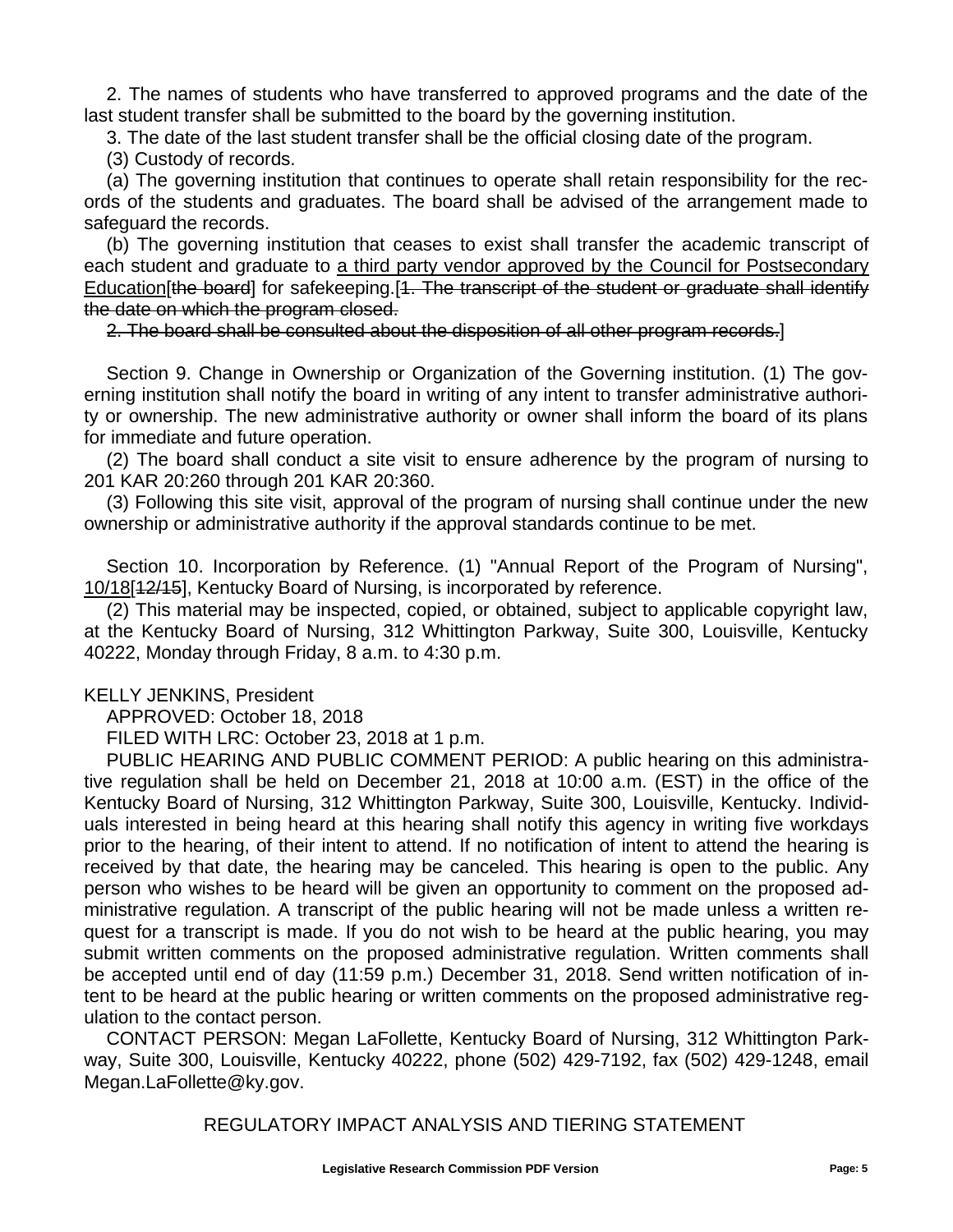2. The names of students who have transferred to approved programs and the date of the last student transfer shall be submitted to the board by the governing institution.

3. The date of the last student transfer shall be the official closing date of the program.

(3) Custody of records.

(a) The governing institution that continues to operate shall retain responsibility for the records of the students and graduates. The board shall be advised of the arrangement made to safeguard the records.

(b) The governing institution that ceases to exist shall transfer the academic transcript of each student and graduate to <u>a third party vendor approved by the Council for Postsecondary Education</u>[~~the board~~] for safekeeping.[~~1. The transcript of the student or graduate shall identify the date on which the program closed.~~

~~2. The board shall be consulted about the disposition of all other program records.~~]

Section 9. Change in Ownership or Organization of the Governing institution. (1) The governing institution shall notify the board in writing of any intent to transfer administrative authority or ownership. The new administrative authority or owner shall inform the board of its plans for immediate and future operation.

(2) The board shall conduct a site visit to ensure adherence by the program of nursing to 201 KAR 20:260 through 201 KAR 20:360.

(3) Following this site visit, approval of the program of nursing shall continue under the new ownership or administrative authority if the approval standards continue to be met.

Section 10. Incorporation by Reference. (1) "Annual Report of the Program of Nursing", <u>10/18</u>[~~12/15~~], Kentucky Board of Nursing, is incorporated by reference.

(2) This material may be inspected, copied, or obtained, subject to applicable copyright law, at the Kentucky Board of Nursing, 312 Whittington Parkway, Suite 300, Louisville, Kentucky 40222, Monday through Friday, 8 a.m. to 4:30 p.m.

KELLY JENKINS, President

APPROVED: October 18, 2018

FILED WITH LRC: October 23, 2018 at 1 p.m.

PUBLIC HEARING AND PUBLIC COMMENT PERIOD: A public hearing on this administrative regulation shall be held on December 21, 2018 at 10:00 a.m. (EST) in the office of the Kentucky Board of Nursing, 312 Whittington Parkway, Suite 300, Louisville, Kentucky. Individuals interested in being heard at this hearing shall notify this agency in writing five workdays prior to the hearing, of their intent to attend. If no notification of intent to attend the hearing is received by that date, the hearing may be canceled. This hearing is open to the public. Any person who wishes to be heard will be given an opportunity to comment on the proposed administrative regulation. A transcript of the public hearing will not be made unless a written request for a transcript is made. If you do not wish to be heard at the public hearing, you may submit written comments on the proposed administrative regulation. Written comments shall be accepted until end of day (11:59 p.m.) December 31, 2018. Send written notification of intent to be heard at the public hearing or written comments on the proposed administrative regulation to the contact person.

CONTACT PERSON: Megan LaFollette, Kentucky Board of Nursing, 312 Whittington Parkway, Suite 300, Louisville, Kentucky 40222, phone (502) 429-7192, fax (502) 429-1248, email Megan.LaFollette@ky.gov.

## REGULATORY IMPACT ANALYSIS AND TIERING STATEMENT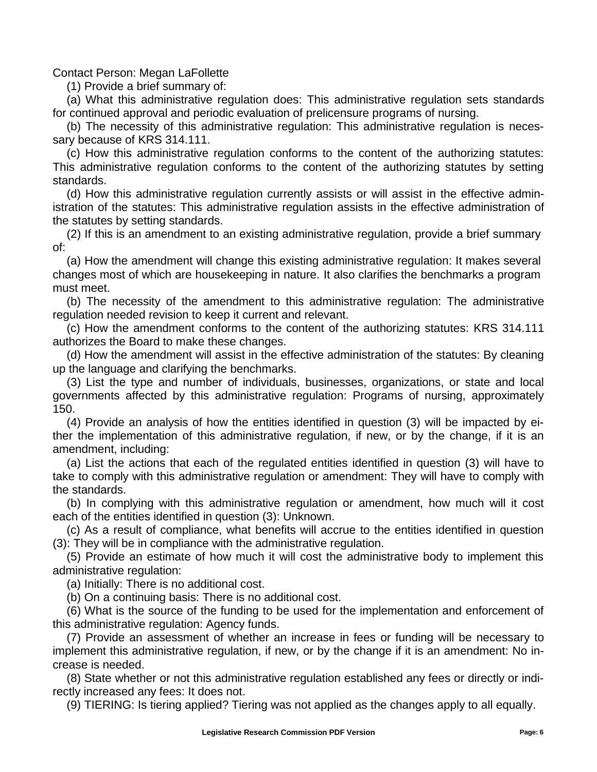Contact Person: Megan LaFollette

(1) Provide a brief summary of:

(a) What this administrative regulation does: This administrative regulation sets standards for continued approval and periodic evaluation of prelicensure programs of nursing.

(b) The necessity of this administrative regulation: This administrative regulation is necessary because of KRS 314.111.

(c) How this administrative regulation conforms to the content of the authorizing statutes: This administrative regulation conforms to the content of the authorizing statutes by setting standards.

(d) How this administrative regulation currently assists or will assist in the effective administration of the statutes: This administrative regulation assists in the effective administration of the statutes by setting standards.

(2) If this is an amendment to an existing administrative regulation, provide a brief summary of:

(a) How the amendment will change this existing administrative regulation: It makes several changes most of which are housekeeping in nature. It also clarifies the benchmarks a program must meet.

(b) The necessity of the amendment to this administrative regulation: The administrative regulation needed revision to keep it current and relevant.

(c) How the amendment conforms to the content of the authorizing statutes: KRS 314.111 authorizes the Board to make these changes.

(d) How the amendment will assist in the effective administration of the statutes: By cleaning up the language and clarifying the benchmarks.

(3) List the type and number of individuals, businesses, organizations, or state and local governments affected by this administrative regulation: Programs of nursing, approximately 150.

(4) Provide an analysis of how the entities identified in question (3) will be impacted by either the implementation of this administrative regulation, if new, or by the change, if it is an amendment, including:

(a) List the actions that each of the regulated entities identified in question (3) will have to take to comply with this administrative regulation or amendment: They will have to comply with the standards.

(b) In complying with this administrative regulation or amendment, how much will it cost each of the entities identified in question (3): Unknown.

(c) As a result of compliance, what benefits will accrue to the entities identified in question (3): They will be in compliance with the administrative regulation.

(5) Provide an estimate of how much it will cost the administrative body to implement this administrative regulation:

(a) Initially: There is no additional cost.

(b) On a continuing basis: There is no additional cost.

(6) What is the source of the funding to be used for the implementation and enforcement of this administrative regulation: Agency funds.

(7) Provide an assessment of whether an increase in fees or funding will be necessary to implement this administrative regulation, if new, or by the change if it is an amendment: No increase is needed.

(8) State whether or not this administrative regulation established any fees or directly or indirectly increased any fees: It does not.

(9) TIERING: Is tiering applied? Tiering was not applied as the changes apply to all equally.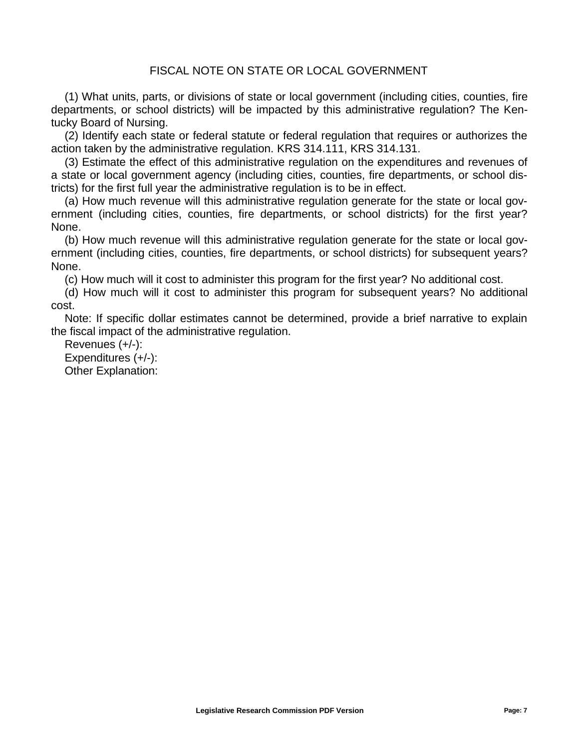## FISCAL NOTE ON STATE OR LOCAL GOVERNMENT

(1) What units, parts, or divisions of state or local government (including cities, counties, fire departments, or school districts) will be impacted by this administrative regulation? The Kentucky Board of Nursing.

(2) Identify each state or federal statute or federal regulation that requires or authorizes the action taken by the administrative regulation. KRS 314.111, KRS 314.131.

(3) Estimate the effect of this administrative regulation on the expenditures and revenues of a state or local government agency (including cities, counties, fire departments, or school districts) for the first full year the administrative regulation is to be in effect.

(a) How much revenue will this administrative regulation generate for the state or local government (including cities, counties, fire departments, or school districts) for the first year? None.

(b) How much revenue will this administrative regulation generate for the state or local government (including cities, counties, fire departments, or school districts) for subsequent years? None.

(c) How much will it cost to administer this program for the first year? No additional cost.

(d) How much will it cost to administer this program for subsequent years? No additional cost.

Note: If specific dollar estimates cannot be determined, provide a brief narrative to explain the fiscal impact of the administrative regulation.

Revenues (+/-):

Expenditures (+/-):

Other Explanation: